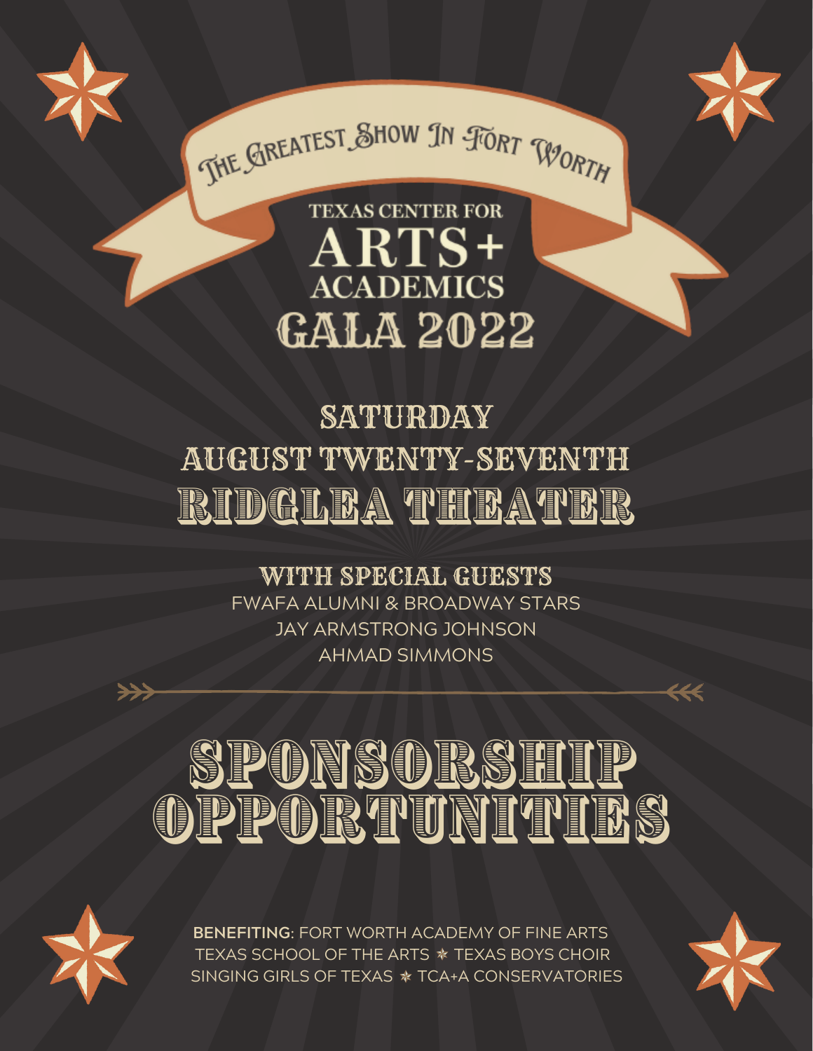The Greatest Show In Fort Worth

# TEXAS CENTER FOR ARTS+ ACADEMICS GALA 2022

## SATURDAY
## AUGUST TWENTY-SEVENTH
## RIDGLEA THEATER

### WITH SPECIAL GUESTS

FWAFA ALUMNI & BROADWAY STARS
JAY ARMSTRONG JOHNSON
AHMAD SIMMONS

# SPONSORSHIP OPPORTUNITIES

**BENEFITING**: FORT WORTH ACADEMY OF FINE ARTS
TEXAS SCHOOL OF THE ARTS ✬ TEXAS BOYS CHOIR
SINGING GIRLS OF TEXAS ✬ TCA+A CONSERVATORIES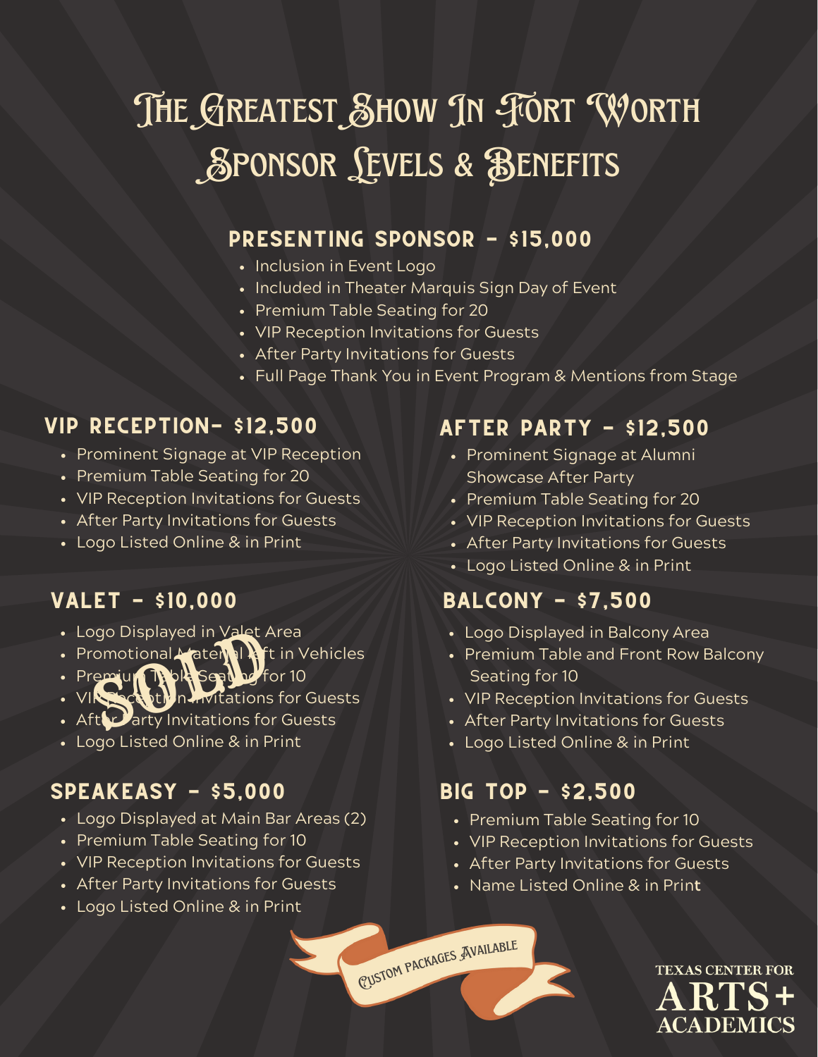# The Greatest Show In Fort Worth
# Sponsor Levels & Benefits

## Presenting Sponsor - $15,000

- Inclusion in Event Logo
- Included in Theater Marquis Sign Day of Event
- Premium Table Seating for 20
- VIP Reception Invitations for Guests
- After Party Invitations for Guests
- Full Page Thank You in Event Program & Mentions from Stage

## VIP Reception- $12,500

- Prominent Signage at VIP Reception
- Premium Table Seating for 20
- VIP Reception Invitations for Guests
- After Party Invitations for Guests
- Logo Listed Online & in Print

## After Party - $12,500

- Prominent Signage at Alumni Showcase After Party
- Premium Table Seating for 20
- VIP Reception Invitations for Guests
- After Party Invitations for Guests
- Logo Listed Online & in Print

## Valet - $10,000

SOLD

- Logo Displayed in Valet Area
- Promotional Material Left in Vehicles
- Premium Table Seating for 10
- VIP Reception Invitations for Guests
- After Party Invitations for Guests
- Logo Listed Online & in Print

## Balcony - $7,500

- Logo Displayed in Balcony Area
- Premium Table and Front Row Balcony Seating for 10
- VIP Reception Invitations for Guests
- After Party Invitations for Guests
- Logo Listed Online & in Print

## Speakeasy - $5,000

- Logo Displayed at Main Bar Areas (2)
- Premium Table Seating for 10
- VIP Reception Invitations for Guests
- After Party Invitations for Guests
- Logo Listed Online & in Print

## Big Top - $2,500

- Premium Table Seating for 10
- VIP Reception Invitations for Guests
- After Party Invitations for Guests
- Name Listed Online & in Print

Custom Packages Available

TEXAS CENTER FOR ARTS + ACADEMICS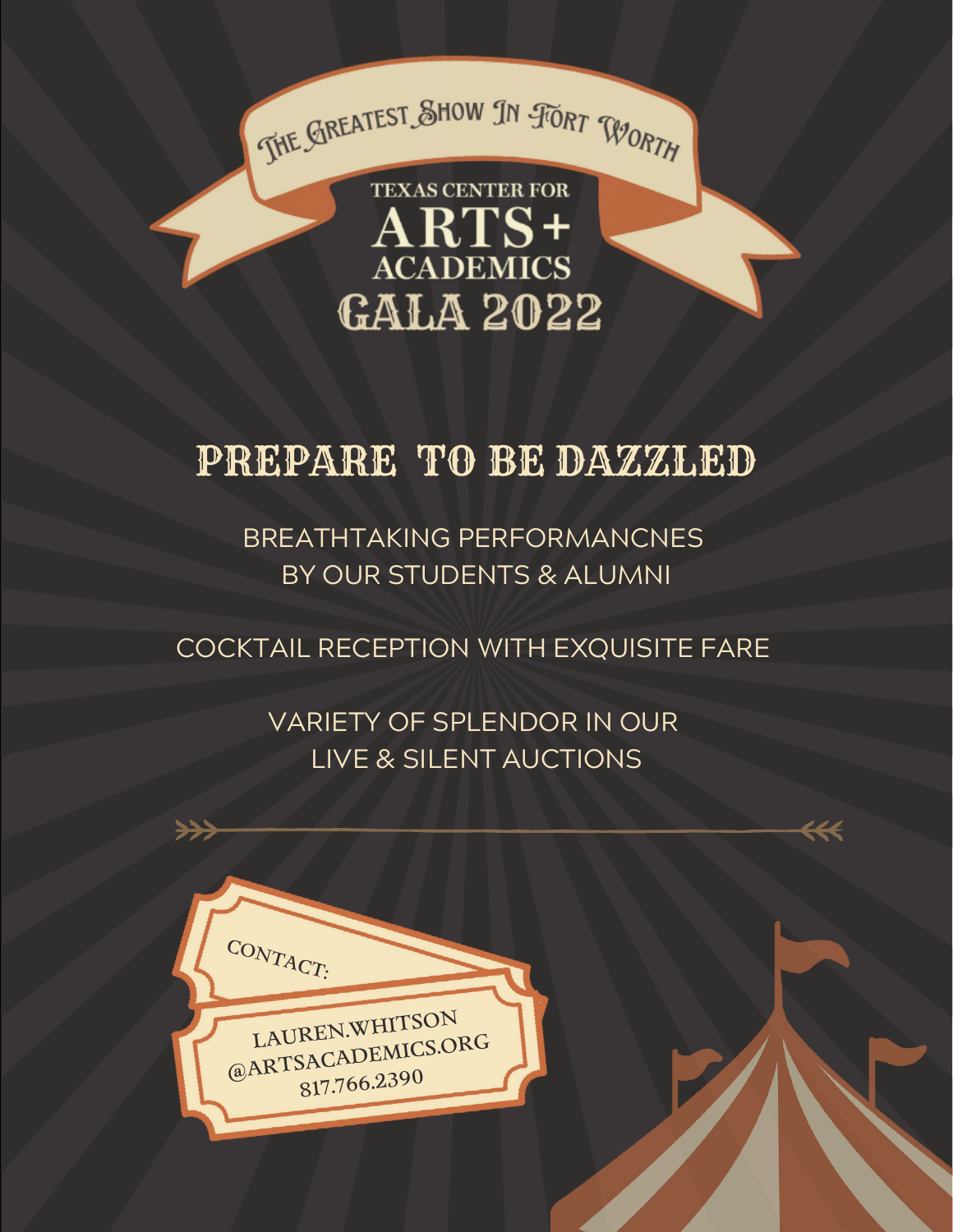THE GREATEST SHOW IN FORT WORTH

TEXAS CENTER FOR

# ARTS+ ACADEMICS GALA 2022

## PREPARE TO BE DAZZLED

BREATHTAKING PERFORMANCNES
BY OUR STUDENTS & ALUMNI

COCKTAIL RECEPTION WITH EXQUISITE FARE

VARIETY OF SPLENDOR IN OUR
LIVE & SILENT AUCTIONS

CONTACT:

LAUREN.WHITSON
@ARTSACADEMICS.ORG
817.766.2390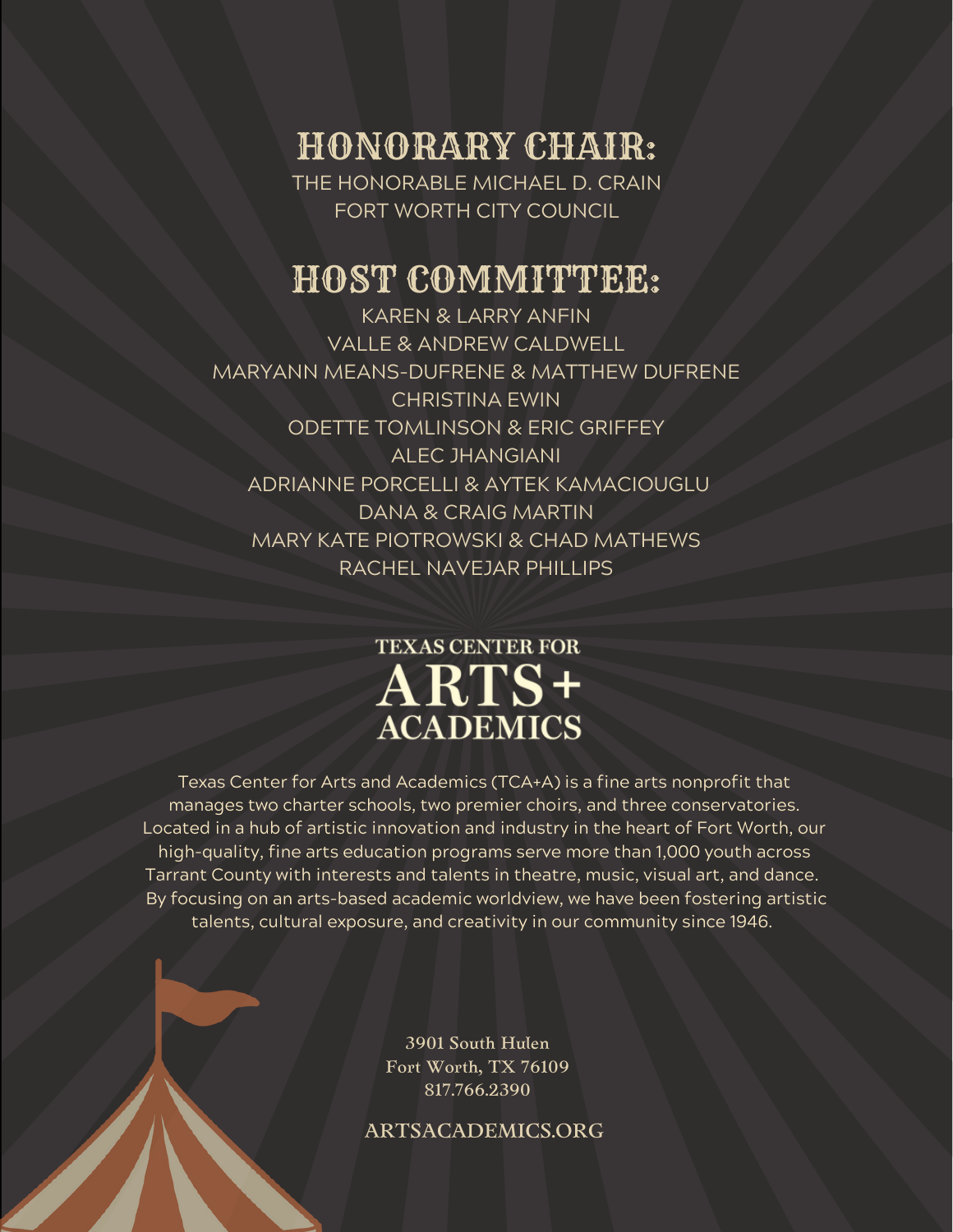## HONORARY CHAIR:

THE HONORABLE MICHAEL D. CRAIN
FORT WORTH CITY COUNCIL

## HOST COMMITTEE:

KAREN & LARRY ANFIN
VALLE & ANDREW CALDWELL
MARYANN MEANS-DUFRENE & MATTHEW DUFRENE
CHRISTINA EWIN
ODETTE TOMLINSON & ERIC GRIFFEY
ALEC JHANGIANI
ADRIANNE PORCELLI & AYTEK KAMACIOUGLU
DANA & CRAIG MARTIN
MARY KATE PIOTROWSKI & CHAD MATHEWS
RACHEL NAVEJAR PHILLIPS

**TEXAS CENTER FOR ARTS + ACADEMICS**

Texas Center for Arts and Academics (TCA+A) is a fine arts nonprofit that manages two charter schools, two premier choirs, and three conservatories. Located in a hub of artistic innovation and industry in the heart of Fort Worth, our high-quality, fine arts education programs serve more than 1,000 youth across Tarrant County with interests and talents in theatre, music, visual art, and dance. By focusing on an arts-based academic worldview, we have been fostering artistic talents, cultural exposure, and creativity in our community since 1946.

**3901 South Hulen**
**Fort Worth, TX 76109**
**817.766.2390**

**ARTSACADEMICS.ORG**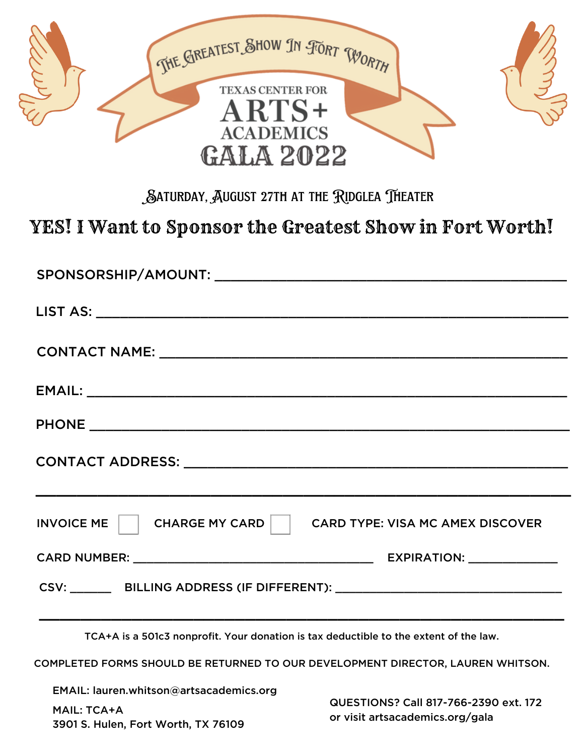THE GREATEST SHOW IN FORT WORTH

TEXAS CENTER FOR

# ARTS+ ACADEMICS GALA 2022

SATURDAY, AUGUST 27TH AT THE RIDGLEA THEATER

## YES! I Want to Sponsor the Greatest Show in Fort Worth!

SPONSORSHIP/AMOUNT: ____________________________________________

LIST AS: ____________________________________________

CONTACT NAME: ____________________________________________

EMAIL: ____________________________________________

PHONE ____________________________________________

CONTACT ADDRESS: ____________________________________________

____________________________________________

INVOICE ME ☐ CHARGE MY CARD ☐ CARD TYPE: VISA MC AMEX DISCOVER

CARD NUMBER: ______________________ EXPIRATION: __________

CSV: ______ BILLING ADDRESS (IF DIFFERENT): ______________________

____________________________________________

TCA+A is a 501c3 nonprofit. Your donation is tax deductible to the extent of the law.

COMPLETED FORMS SHOULD BE RETURNED TO OUR DEVELOPMENT DIRECTOR, LAUREN WHITSON.

EMAIL: lauren.whitson@artsacademics.org

MAIL: TCA+A
3901 S. Hulen, Fort Worth, TX 76109

QUESTIONS? Call 817-766-2390 ext. 172
or visit artsacademics.org/gala